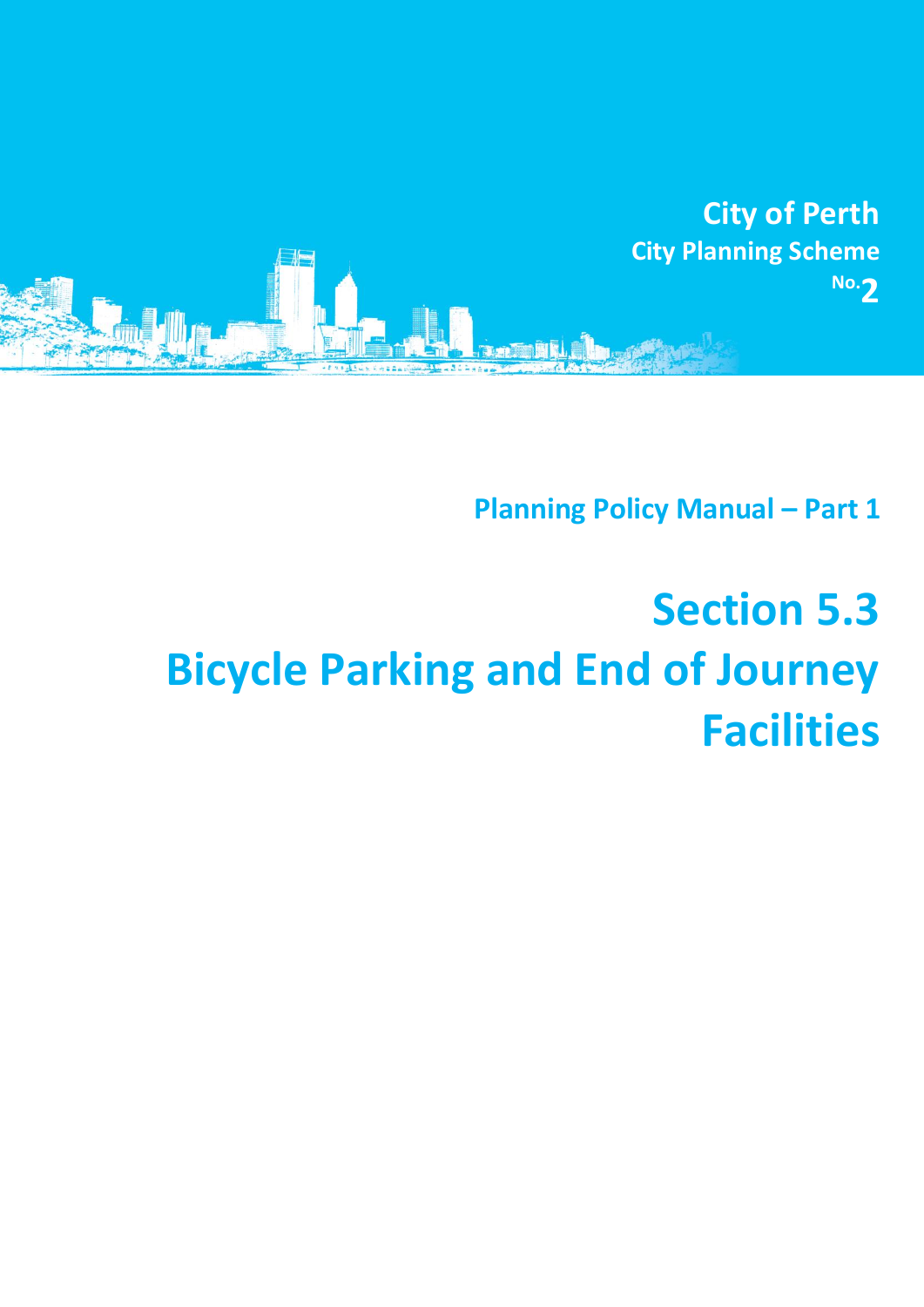**City of Perth**
**City Planning Scheme**
**No. 2**

## Planning Policy Manual – Part 1

# Section 5.3
# Bicycle Parking and End of Journey Facilities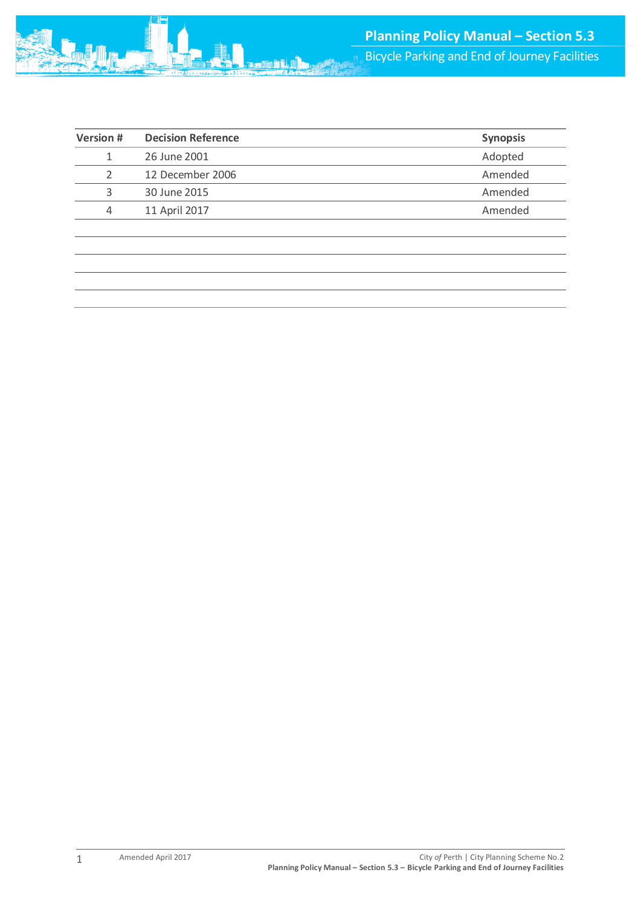| Version # | Decision Reference | Synopsis |
| --- | --- | --- |
| 1 | 26 June 2001 | Adopted |
| 2 | 12 December 2006 | Amended |
| 3 | 30 June 2015 | Amended |
| 4 | 11 April 2017 | Amended |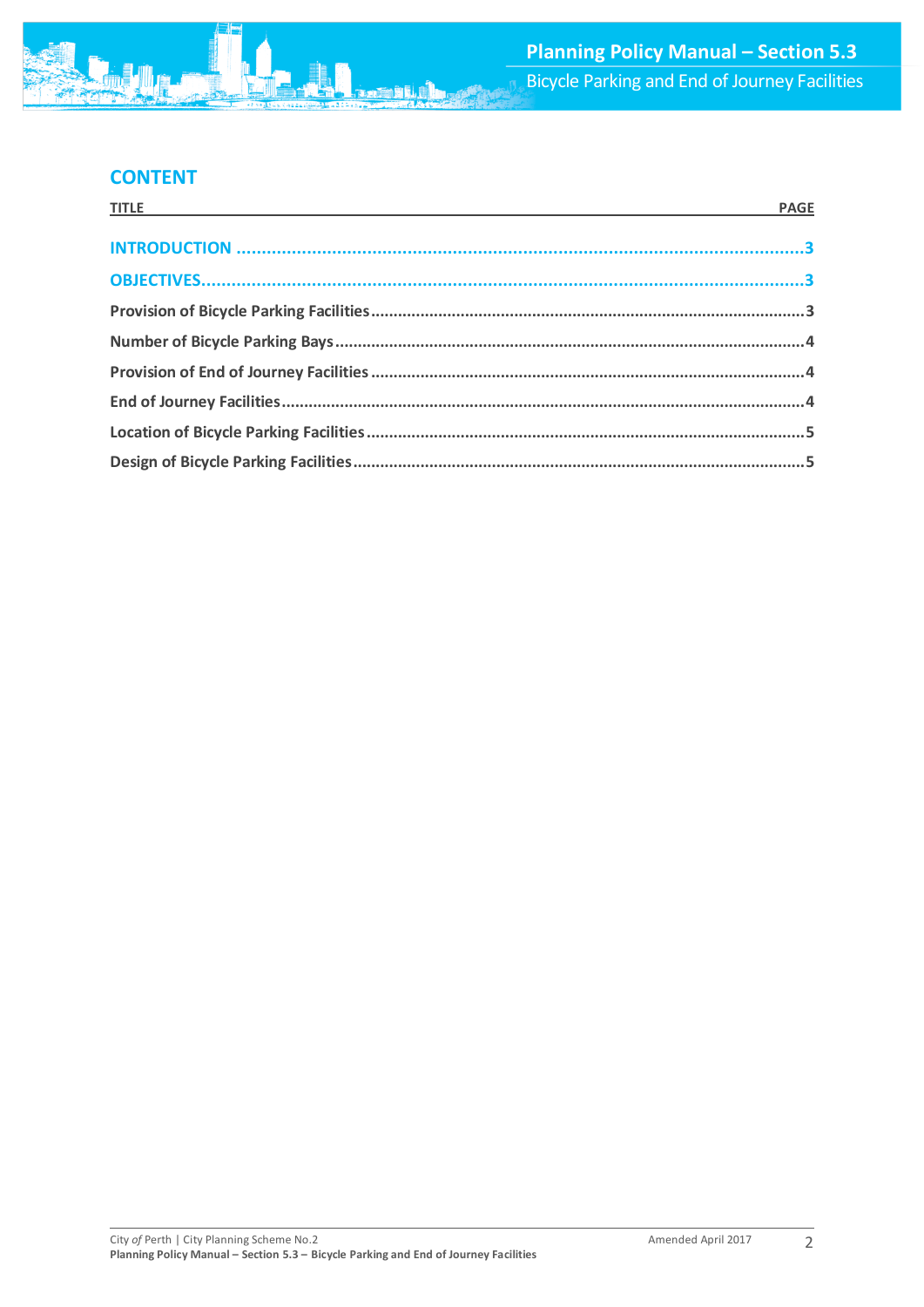## CONTENT

| TITLE | PAGE |
|---|---|
| **INTRODUCTION** | 3 |
| **OBJECTIVES** | 3 |
| **Provision of Bicycle Parking Facilities** | 3 |
| **Number of Bicycle Parking Bays** | 4 |
| **Provision of End of Journey Facilities** | 4 |
| **End of Journey Facilities** | 4 |
| **Location of Bicycle Parking Facilities** | 5 |
| **Design of Bicycle Parking Facilities** | 5 |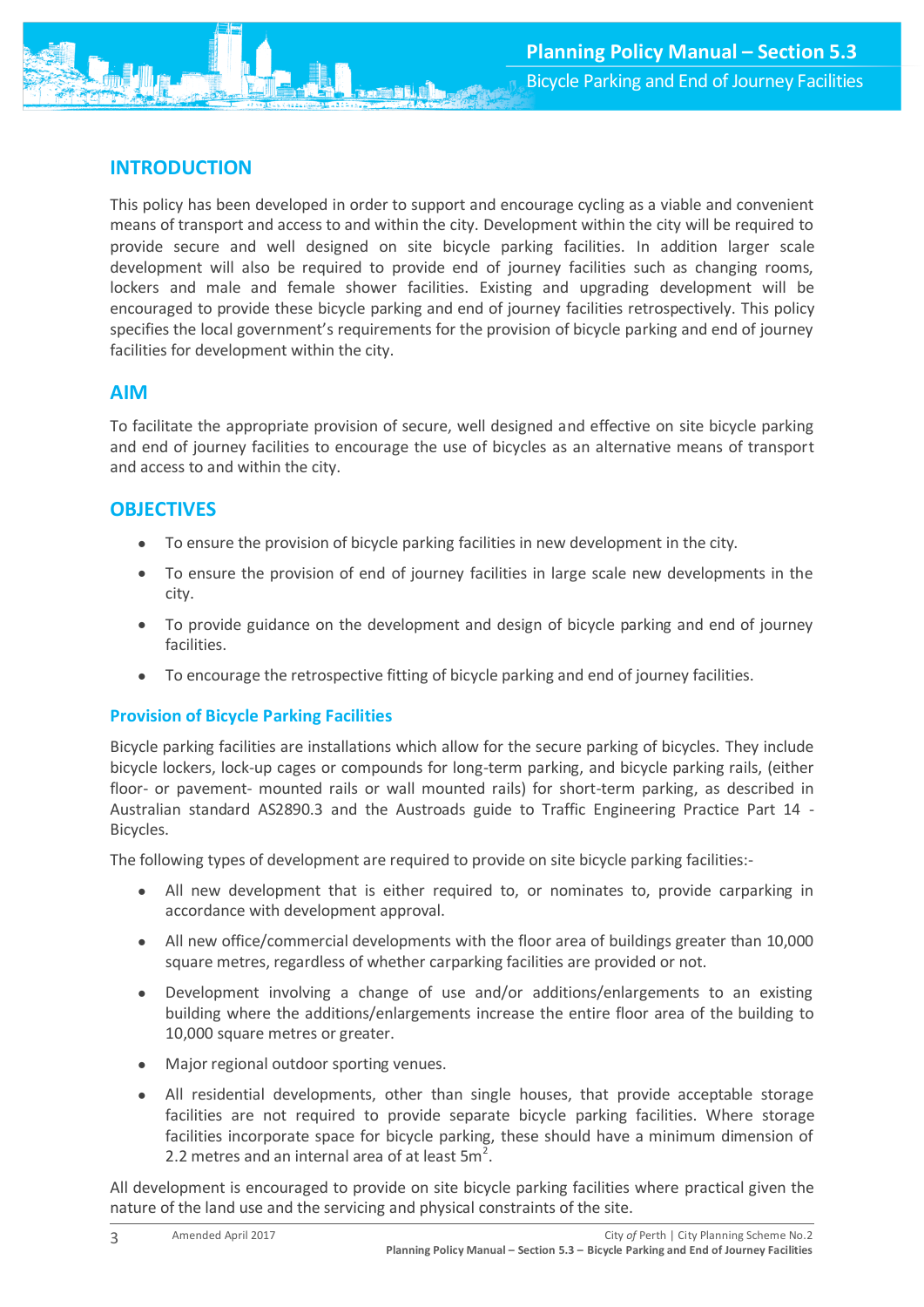## INTRODUCTION

This policy has been developed in order to support and encourage cycling as a viable and convenient means of transport and access to and within the city. Development within the city will be required to provide secure and well designed on site bicycle parking facilities. In addition larger scale development will also be required to provide end of journey facilities such as changing rooms, lockers and male and female shower facilities. Existing and upgrading development will be encouraged to provide these bicycle parking and end of journey facilities retrospectively. This policy specifies the local government's requirements for the provision of bicycle parking and end of journey facilities for development within the city.

## AIM

To facilitate the appropriate provision of secure, well designed and effective on site bicycle parking and end of journey facilities to encourage the use of bicycles as an alternative means of transport and access to and within the city.

## OBJECTIVES

- To ensure the provision of bicycle parking facilities in new development in the city.
- To ensure the provision of end of journey facilities in large scale new developments in the city.
- To provide guidance on the development and design of bicycle parking and end of journey facilities.
- To encourage the retrospective fitting of bicycle parking and end of journey facilities.

### Provision of Bicycle Parking Facilities

Bicycle parking facilities are installations which allow for the secure parking of bicycles. They include bicycle lockers, lock-up cages or compounds for long-term parking, and bicycle parking rails, (either floor- or pavement- mounted rails or wall mounted rails) for short-term parking, as described in Australian standard AS2890.3 and the Austroads guide to Traffic Engineering Practice Part 14 - Bicycles.

The following types of development are required to provide on site bicycle parking facilities:-

- All new development that is either required to, or nominates to, provide carparking in accordance with development approval.
- All new office/commercial developments with the floor area of buildings greater than 10,000 square metres, regardless of whether carparking facilities are provided or not.
- Development involving a change of use and/or additions/enlargements to an existing building where the additions/enlargements increase the entire floor area of the building to 10,000 square metres or greater.
- Major regional outdoor sporting venues.
- All residential developments, other than single houses, that provide acceptable storage facilities are not required to provide separate bicycle parking facilities. Where storage facilities incorporate space for bicycle parking, these should have a minimum dimension of 2.2 metres and an internal area of at least 5m$^2$.

All development is encouraged to provide on site bicycle parking facilities where practical given the nature of the land use and the servicing and physical constraints of the site.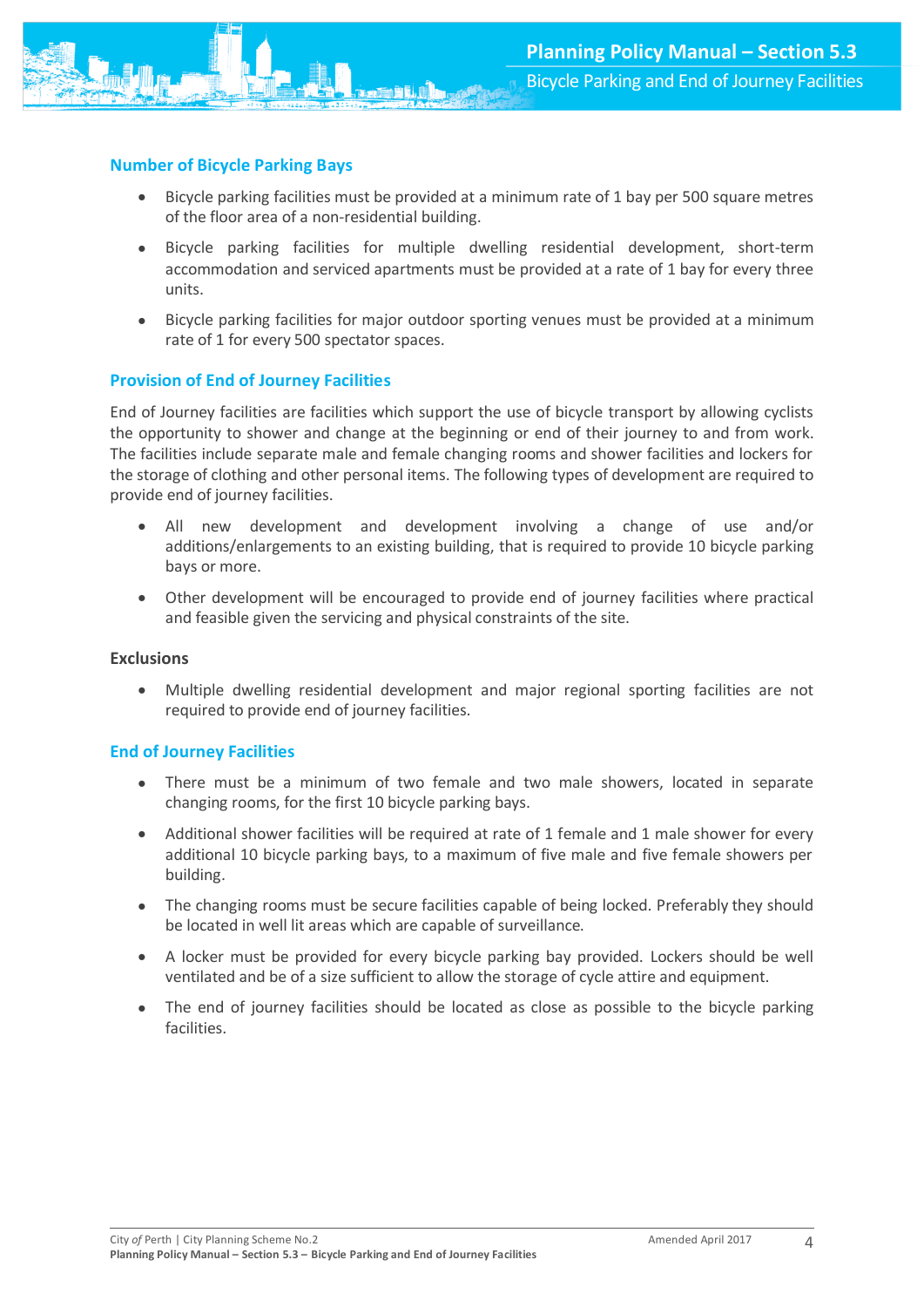## Number of Bicycle Parking Bays

- Bicycle parking facilities must be provided at a minimum rate of 1 bay per 500 square metres of the floor area of a non-residential building.
- Bicycle parking facilities for multiple dwelling residential development, short-term accommodation and serviced apartments must be provided at a rate of 1 bay for every three units.
- Bicycle parking facilities for major outdoor sporting venues must be provided at a minimum rate of 1 for every 500 spectator spaces.

## Provision of End of Journey Facilities

End of Journey facilities are facilities which support the use of bicycle transport by allowing cyclists the opportunity to shower and change at the beginning or end of their journey to and from work. The facilities include separate male and female changing rooms and shower facilities and lockers for the storage of clothing and other personal items. The following types of development are required to provide end of journey facilities.

- All new development and development involving a change of use and/or additions/enlargements to an existing building, that is required to provide 10 bicycle parking bays or more.
- Other development will be encouraged to provide end of journey facilities where practical and feasible given the servicing and physical constraints of the site.

### Exclusions

- Multiple dwelling residential development and major regional sporting facilities are not required to provide end of journey facilities.

## End of Journey Facilities

- There must be a minimum of two female and two male showers, located in separate changing rooms, for the first 10 bicycle parking bays.
- Additional shower facilities will be required at rate of 1 female and 1 male shower for every additional 10 bicycle parking bays, to a maximum of five male and five female showers per building.
- The changing rooms must be secure facilities capable of being locked. Preferably they should be located in well lit areas which are capable of surveillance.
- A locker must be provided for every bicycle parking bay provided. Lockers should be well ventilated and be of a size sufficient to allow the storage of cycle attire and equipment.
- The end of journey facilities should be located as close as possible to the bicycle parking facilities.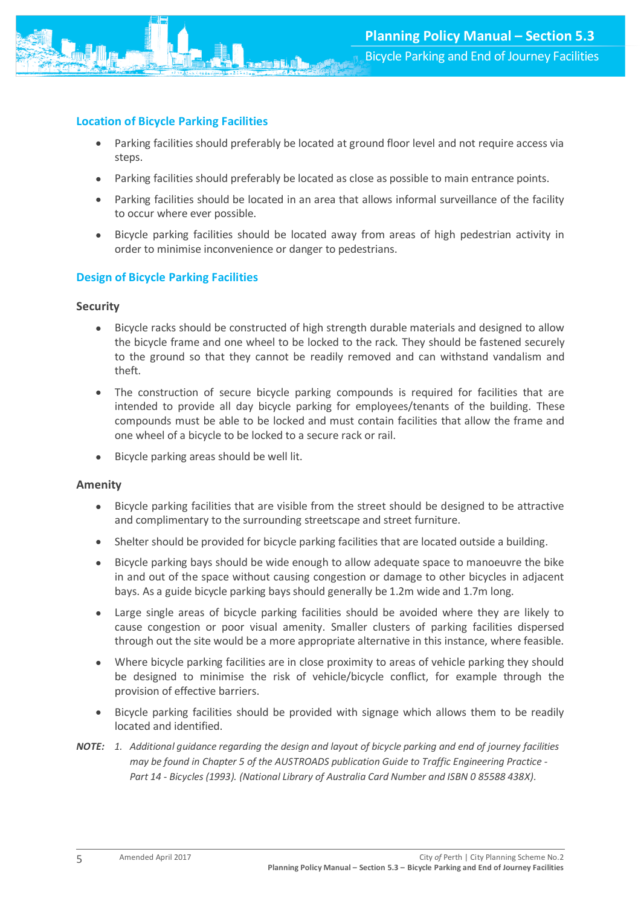## Location of Bicycle Parking Facilities

- Parking facilities should preferably be located at ground floor level and not require access via steps.
- Parking facilities should preferably be located as close as possible to main entrance points.
- Parking facilities should be located in an area that allows informal surveillance of the facility to occur where ever possible.
- Bicycle parking facilities should be located away from areas of high pedestrian activity in order to minimise inconvenience or danger to pedestrians.

## Design of Bicycle Parking Facilities

### Security

- Bicycle racks should be constructed of high strength durable materials and designed to allow the bicycle frame and one wheel to be locked to the rack. They should be fastened securely to the ground so that they cannot be readily removed and can withstand vandalism and theft.
- The construction of secure bicycle parking compounds is required for facilities that are intended to provide all day bicycle parking for employees/tenants of the building. These compounds must be able to be locked and must contain facilities that allow the frame and one wheel of a bicycle to be locked to a secure rack or rail.
- Bicycle parking areas should be well lit.

### Amenity

- Bicycle parking facilities that are visible from the street should be designed to be attractive and complimentary to the surrounding streetscape and street furniture.
- Shelter should be provided for bicycle parking facilities that are located outside a building.
- Bicycle parking bays should be wide enough to allow adequate space to manoeuvre the bike in and out of the space without causing congestion or damage to other bicycles in adjacent bays. As a guide bicycle parking bays should generally be 1.2m wide and 1.7m long.
- Large single areas of bicycle parking facilities should be avoided where they are likely to cause congestion or poor visual amenity. Smaller clusters of parking facilities dispersed through out the site would be a more appropriate alternative in this instance, where feasible.
- Where bicycle parking facilities are in close proximity to areas of vehicle parking they should be designed to minimise the risk of vehicle/bicycle conflict, for example through the provision of effective barriers.
- Bicycle parking facilities should be provided with signage which allows them to be readily located and identified.

***NOTE:*** *1. Additional guidance regarding the design and layout of bicycle parking and end of journey facilities may be found in Chapter 5 of the AUSTROADS publication Guide to Traffic Engineering Practice - Part 14 - Bicycles (1993). (National Library of Australia Card Number and ISBN 0 85588 438X).*